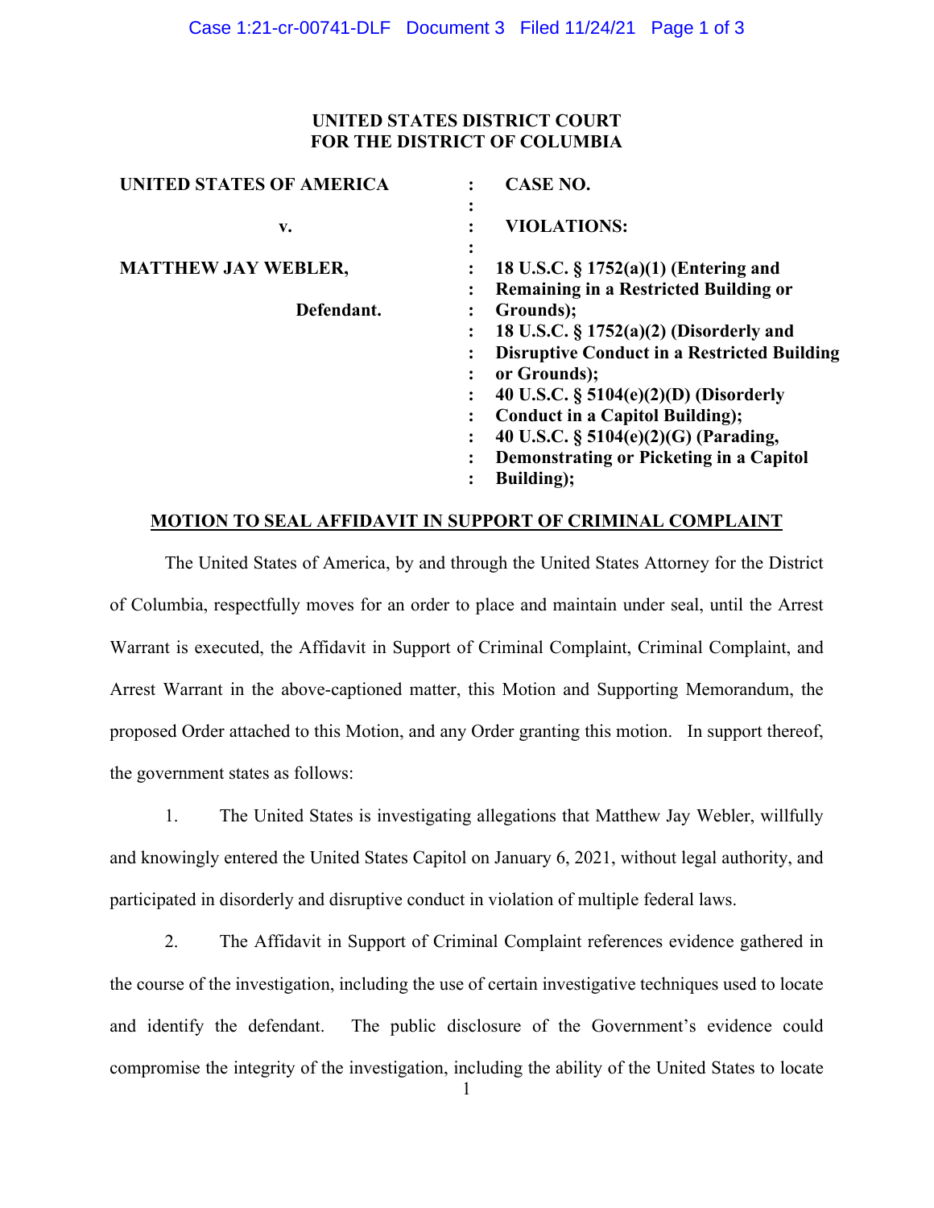**UNITED STATES DISTRICT COURT**
**FOR THE DISTRICT OF COLUMBIA**

| | | |
|---|---|---|
| **UNITED STATES OF AMERICA** | : | **CASE NO.** |
| | : | |
| **v.** | : | **VIOLATIONS:** |
| | : | |
| **MATTHEW JAY WEBLER,** | : | **18 U.S.C. § 1752(a)(1) (Entering and Remaining in a Restricted Building or Grounds);** |
| **Defendant.** | : | **18 U.S.C. § 1752(a)(2) (Disorderly and Disruptive Conduct in a Restricted Building or Grounds);** |
| | : | **40 U.S.C. § 5104(e)(2)(D) (Disorderly Conduct in a Capitol Building);** |
| | : | **40 U.S.C. § 5104(e)(2)(G) (Parading, Demonstrating or Picketing in a Capitol Building);** |

**MOTION TO SEAL AFFIDAVIT IN SUPPORT OF CRIMINAL COMPLAINT**

The United States of America, by and through the United States Attorney for the District of Columbia, respectfully moves for an order to place and maintain under seal, until the Arrest Warrant is executed, the Affidavit in Support of Criminal Complaint, Criminal Complaint, and Arrest Warrant in the above-captioned matter, this Motion and Supporting Memorandum, the proposed Order attached to this Motion, and any Order granting this motion. In support thereof, the government states as follows:

1. The United States is investigating allegations that Matthew Jay Webler, willfully and knowingly entered the United States Capitol on January 6, 2021, without legal authority, and participated in disorderly and disruptive conduct in violation of multiple federal laws.

2. The Affidavit in Support of Criminal Complaint references evidence gathered in the course of the investigation, including the use of certain investigative techniques used to locate and identify the defendant. The public disclosure of the Government's evidence could compromise the integrity of the investigation, including the ability of the United States to locate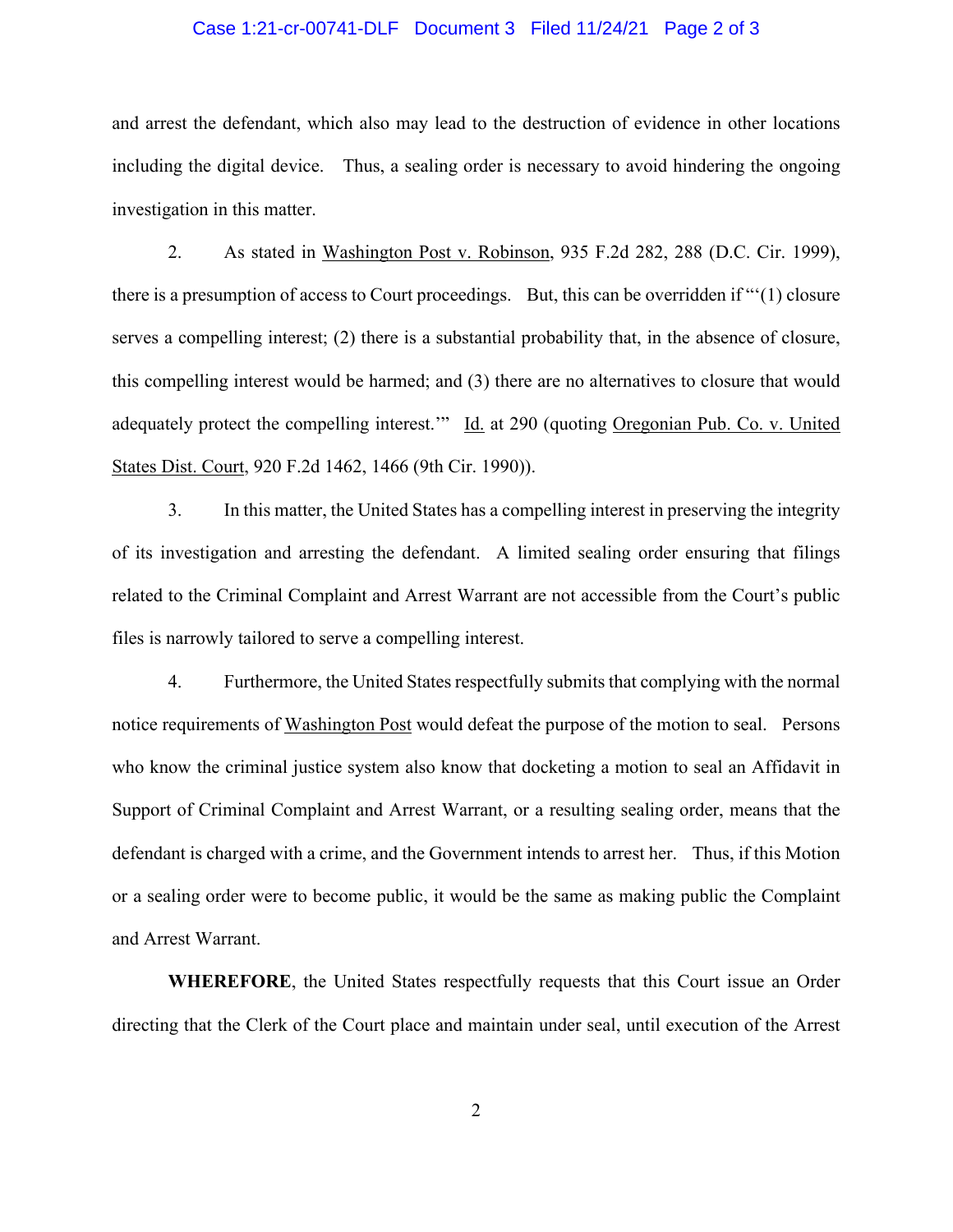and arrest the defendant, which also may lead to the destruction of evidence in other locations including the digital device. Thus, a sealing order is necessary to avoid hindering the ongoing investigation in this matter.

2. As stated in Washington Post v. Robinson, 935 F.2d 282, 288 (D.C. Cir. 1999), there is a presumption of access to Court proceedings. But, this can be overridden if "'(1) closure serves a compelling interest; (2) there is a substantial probability that, in the absence of closure, this compelling interest would be harmed; and (3) there are no alternatives to closure that would adequately protect the compelling interest.'" Id. at 290 (quoting Oregonian Pub. Co. v. United States Dist. Court, 920 F.2d 1462, 1466 (9th Cir. 1990)).

3. In this matter, the United States has a compelling interest in preserving the integrity of its investigation and arresting the defendant. A limited sealing order ensuring that filings related to the Criminal Complaint and Arrest Warrant are not accessible from the Court's public files is narrowly tailored to serve a compelling interest.

4. Furthermore, the United States respectfully submits that complying with the normal notice requirements of Washington Post would defeat the purpose of the motion to seal. Persons who know the criminal justice system also know that docketing a motion to seal an Affidavit in Support of Criminal Complaint and Arrest Warrant, or a resulting sealing order, means that the defendant is charged with a crime, and the Government intends to arrest her. Thus, if this Motion or a sealing order were to become public, it would be the same as making public the Complaint and Arrest Warrant.

**WHEREFORE**, the United States respectfully requests that this Court issue an Order directing that the Clerk of the Court place and maintain under seal, until execution of the Arrest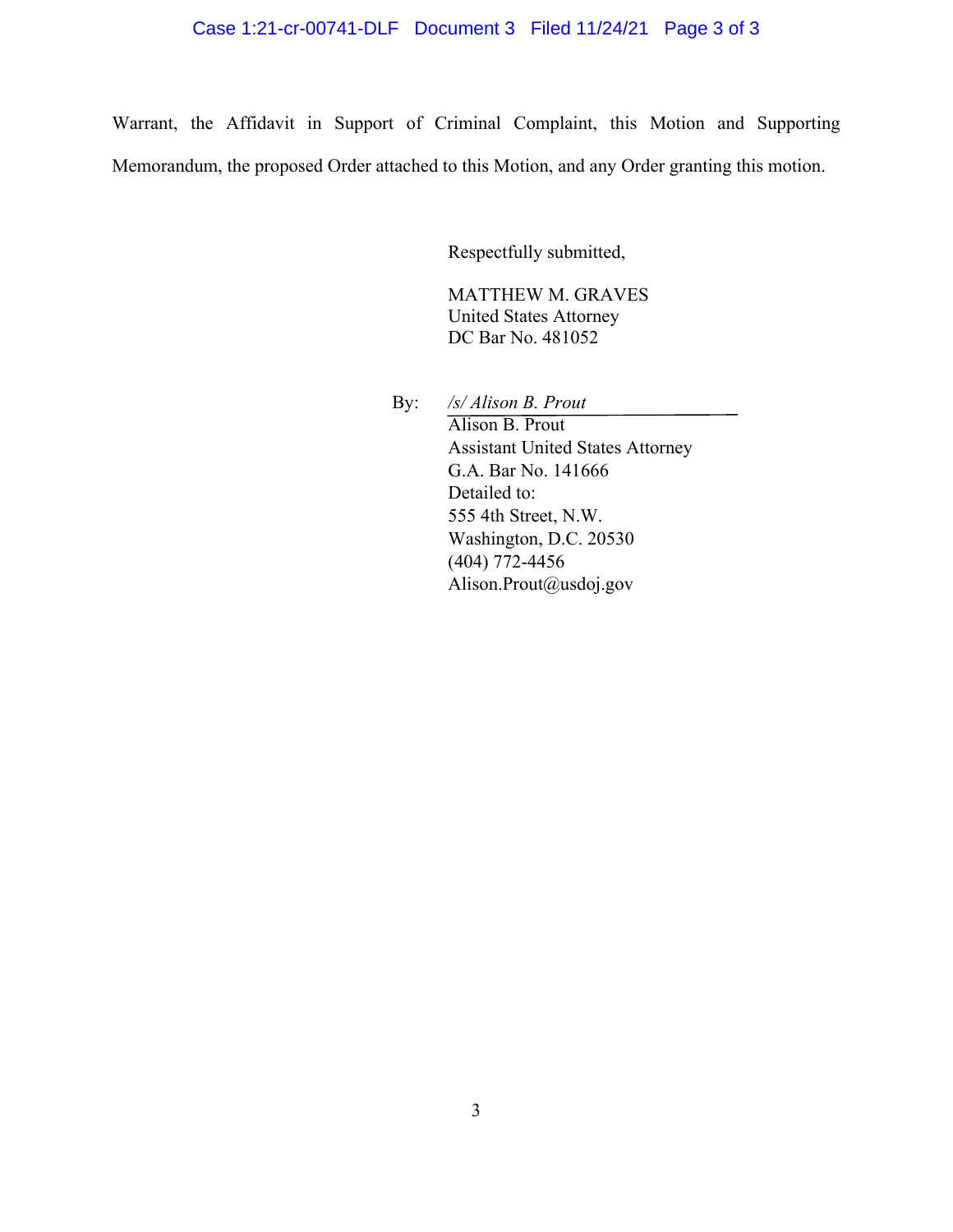Warrant, the Affidavit in Support of Criminal Complaint, this Motion and Supporting Memorandum, the proposed Order attached to this Motion, and any Order granting this motion.

Respectfully submitted,

MATTHEW M. GRAVES
United States Attorney
DC Bar No. 481052

By: */s/ Alison B. Prout*
Alison B. Prout
Assistant United States Attorney
G.A. Bar No. 141666
Detailed to:
555 4th Street, N.W.
Washington, D.C. 20530
(404) 772-4456
Alison.Prout@usdoj.gov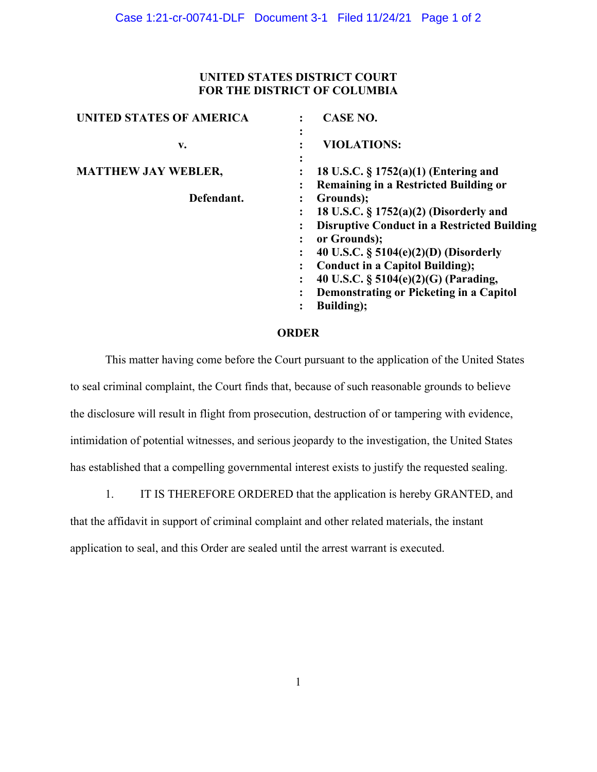**UNITED STATES DISTRICT COURT**
**FOR THE DISTRICT OF COLUMBIA**

| | | |
|---|---|---|
| **UNITED STATES OF AMERICA** | : | **CASE NO.** |
| | : | |
| **v.** | : | **VIOLATIONS:** |
| | : | |
| **MATTHEW JAY WEBLER,** | : | **18 U.S.C. § 1752(a)(1) (Entering and Remaining in a Restricted Building or Grounds);** |
| **Defendant.** | : | **18 U.S.C. § 1752(a)(2) (Disorderly and Disruptive Conduct in a Restricted Building or Grounds);** |
| | : | **40 U.S.C. § 5104(e)(2)(D) (Disorderly Conduct in a Capitol Building);** |
| | : | **40 U.S.C. § 5104(e)(2)(G) (Parading, Demonstrating or Picketing in a Capitol Building);** |

## ORDER

This matter having come before the Court pursuant to the application of the United States to seal criminal complaint, the Court finds that, because of such reasonable grounds to believe the disclosure will result in flight from prosecution, destruction of or tampering with evidence, intimidation of potential witnesses, and serious jeopardy to the investigation, the United States has established that a compelling governmental interest exists to justify the requested sealing.

1. IT IS THEREFORE ORDERED that the application is hereby GRANTED, and that the affidavit in support of criminal complaint and other related materials, the instant application to seal, and this Order are sealed until the arrest warrant is executed.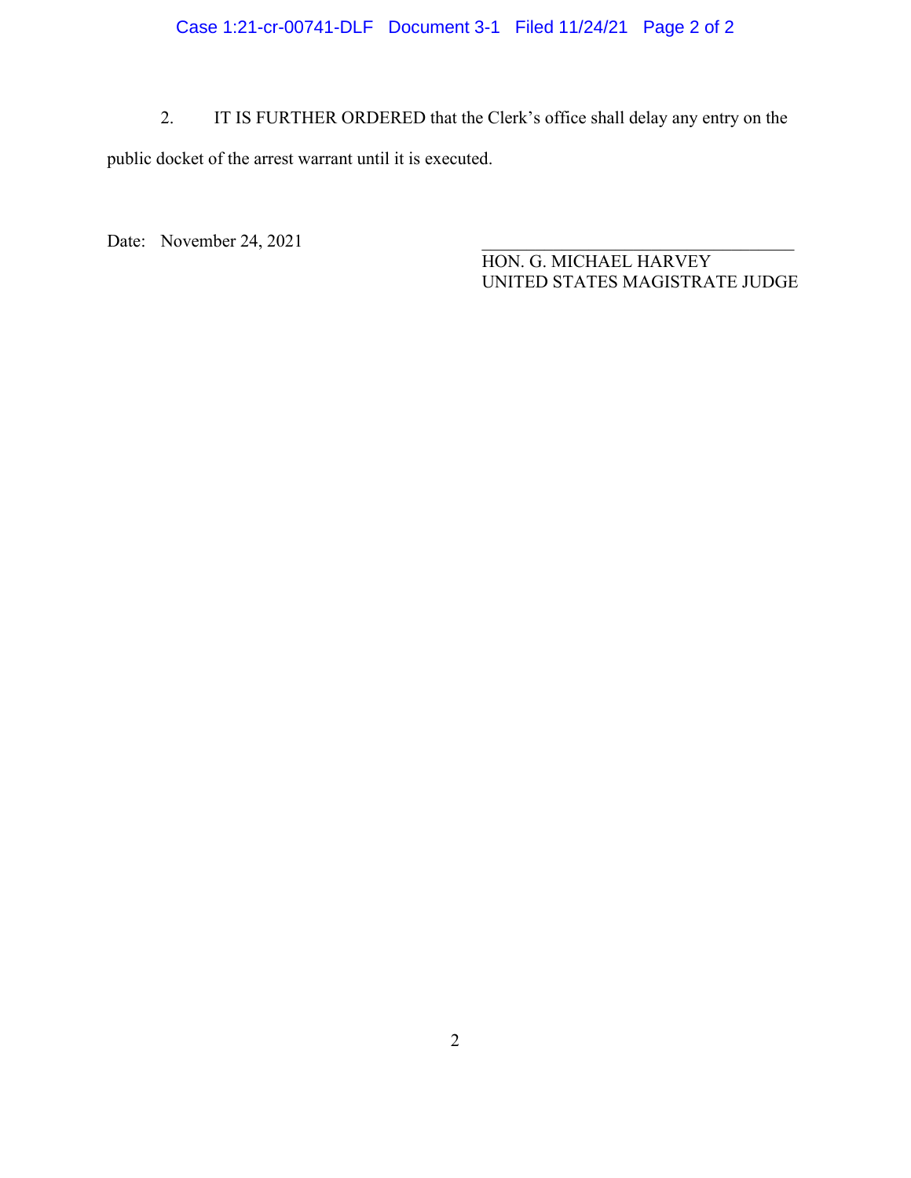2. IT IS FURTHER ORDERED that the Clerk's office shall delay any entry on the public docket of the arrest warrant until it is executed.

Date: November 24, 2021

\_\_\_\_\_\_\_\_\_\_\_\_\_\_\_\_\_\_\_\_\_\_\_\_\_\_\_\_\_\_\_\_\_\_\_\_\_\_

HON. G. MICHAEL HARVEY
UNITED STATES MAGISTRATE JUDGE